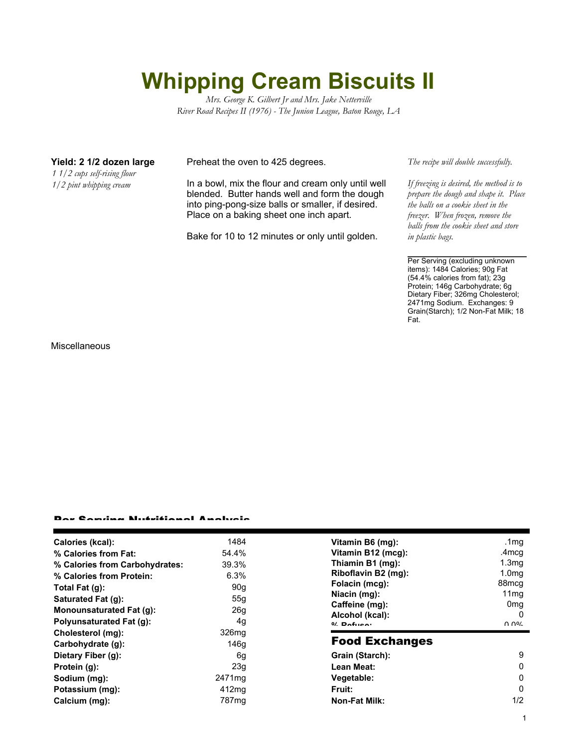# Whipping Cream Biscuits II

*Mrs. George K. Gilbert Jr and Mrs. Jake Netterville*
*River Road Recipes II (1976) - The Junion League, Baton Rouge, LA*

**Yield: 2 1/2 dozen large**

*1 1/2 cups self-rising flour*
*1/2 pint whipping cream*

Preheat the oven to 425 degrees.

In a bowl, mix the flour and cream only until well blended. Butter hands well and form the dough into ping-pong-size balls or smaller, if desired. Place on a baking sheet one inch apart.

Bake for 10 to 12 minutes or only until golden.

*The recipe will double successfully.*

*If freezing is desired, the method is to prepare the dough and shape it. Place the balls on a cookie sheet in the freezer. When frozen, remove the balls from the cookie sheet and store in plastic bags.*

Per Serving (excluding unknown items): 1484 Calories; 90g Fat (54.4% calories from fat); 23g Protein; 146g Carbohydrate; 6g Dietary Fiber; 326mg Cholesterol; 2471mg Sodium. Exchanges: 9 Grain(Starch); 1/2 Non-Fat Milk; 18 Fat.

Miscellaneous

## Per Serving Nutritional Analysis

| | |
|---|---|
| **Calories (kcal):** | 1484 |
| **% Calories from Fat:** | 54.4% |
| **% Calories from Carbohydrates:** | 39.3% |
| **% Calories from Protein:** | 6.3% |
| **Total Fat (g):** | 90g |
| **Saturated Fat (g):** | 55g |
| **Monounsaturated Fat (g):** | 26g |
| **Polyunsaturated Fat (g):** | 4g |
| **Cholesterol (mg):** | 326mg |
| **Carbohydrate (g):** | 146g |
| **Dietary Fiber (g):** | 6g |
| **Protein (g):** | 23g |
| **Sodium (mg):** | 2471mg |
| **Potassium (mg):** | 412mg |
| **Calcium (mg):** | 787mg |

| | |
|---|---|
| **Vitamin B6 (mg):** | .1mg |
| **Vitamin B12 (mcg):** | .4mcg |
| **Thiamin B1 (mg):** | 1.3mg |
| **Riboflavin B2 (mg):** | 1.0mg |
| **Folacin (mcg):** | 88mcg |
| **Niacin (mg):** | 11mg |
| **Caffeine (mg):** | 0mg |
| **Alcohol (kcal):** | 0 |
| **% Refuse:** | 0.0% |

## Food Exchanges

| | |
|---|---|
| **Grain (Starch):** | 9 |
| **Lean Meat:** | 0 |
| **Vegetable:** | 0 |
| **Fruit:** | 0 |
| **Non-Fat Milk:** | 1/2 |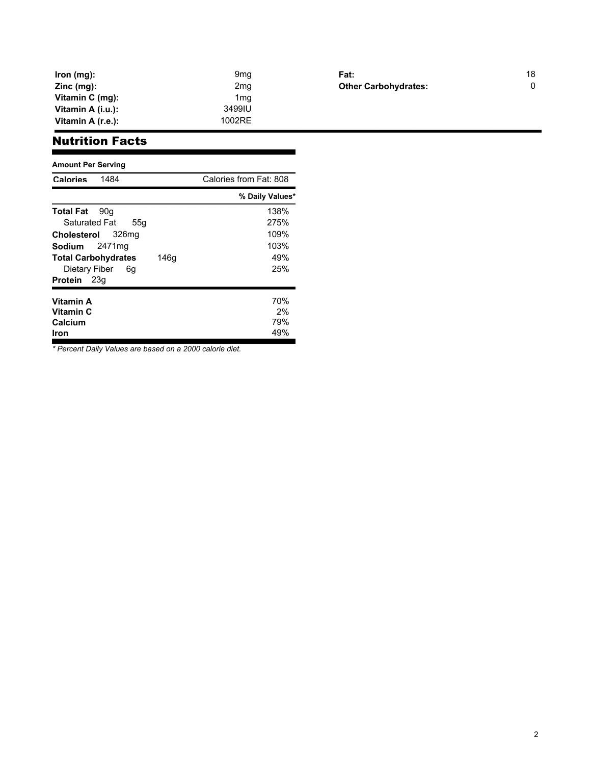| | | | |
|---|---|---|---|
| **Iron (mg):** | 9mg | **Fat:** | 18 |
| **Zinc (mg):** | 2mg | **Other Carbohydrates:** | 0 |
| **Vitamin C (mg):** | 1mg | | |
| **Vitamin A (i.u.):** | 3499IU | | |
| **Vitamin A (r.e.):** | 1002RE | | |

## Nutrition Facts

**Amount Per Serving**

| **Calories** 1484 | Calories from Fat: 808 |
|---|---|
| | **% Daily Values*** |
| **Total Fat** 90g | 138% |
| Saturated Fat 55g | 275% |
| **Cholesterol** 326mg | 109% |
| **Sodium** 2471mg | 103% |
| **Total Carbohydrates** 146g | 49% |
| Dietary Fiber 6g | 25% |
| **Protein** 23g | |
| **Vitamin A** | 70% |
| **Vitamin C** | 2% |
| **Calcium** | 79% |
| **Iron** | 49% |

*\* Percent Daily Values are based on a 2000 calorie diet.*